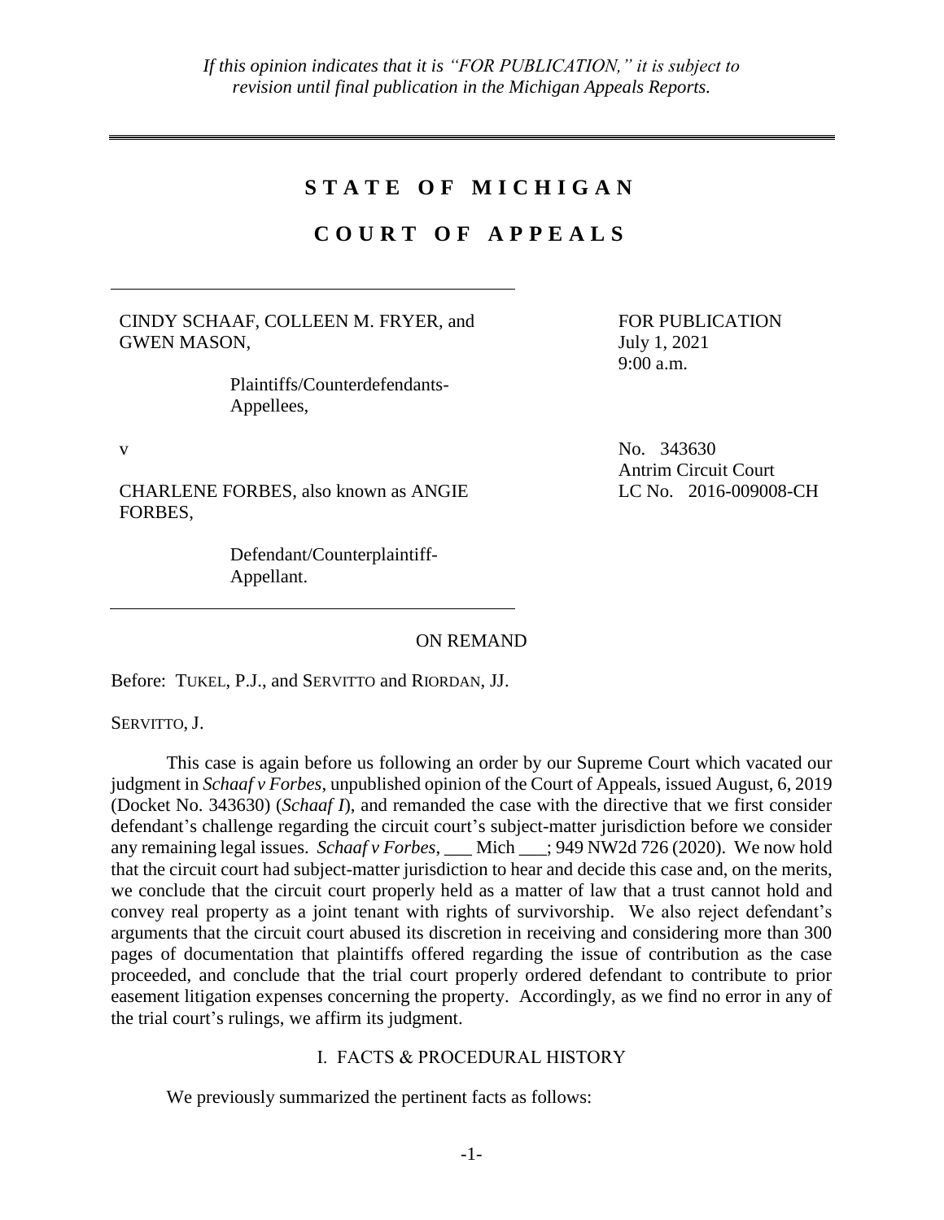*If this opinion indicates that it is "FOR PUBLICATION," it is subject to revision until final publication in the Michigan Appeals Reports.*

---

# STATE OF MICHIGAN

# COURT OF APPEALS

---

CINDY SCHAAF, COLLEEN M. FRYER, and GWEN MASON,

Plaintiffs/Counterdefendants-Appellees,

v

CHARLENE FORBES, also known as ANGIE FORBES,

Defendant/Counterplaintiff-Appellant.

---

FOR PUBLICATION
July 1, 2021
9:00 a.m.

No. 343630
Antrim Circuit Court
LC No. 2016-009008-CH

ON REMAND

Before: TUKEL, P.J., and SERVITTO and RIORDAN, JJ.

SERVITTO, J.

This case is again before us following an order by our Supreme Court which vacated our judgment in *Schaaf v Forbes*, unpublished opinion of the Court of Appeals, issued August, 6, 2019 (Docket No. 343630) (*Schaaf I*), and remanded the case with the directive that we first consider defendant's challenge regarding the circuit court's subject-matter jurisdiction before we consider any remaining legal issues. *Schaaf v Forbes*, ___ Mich ___; 949 NW2d 726 (2020). We now hold that the circuit court had subject-matter jurisdiction to hear and decide this case and, on the merits, we conclude that the circuit court properly held as a matter of law that a trust cannot hold and convey real property as a joint tenant with rights of survivorship. We also reject defendant's arguments that the circuit court abused its discretion in receiving and considering more than 300 pages of documentation that plaintiffs offered regarding the issue of contribution as the case proceeded, and conclude that the trial court properly ordered defendant to contribute to prior easement litigation expenses concerning the property. Accordingly, as we find no error in any of the trial court's rulings, we affirm its judgment.

## I. FACTS & PROCEDURAL HISTORY

We previously summarized the pertinent facts as follows: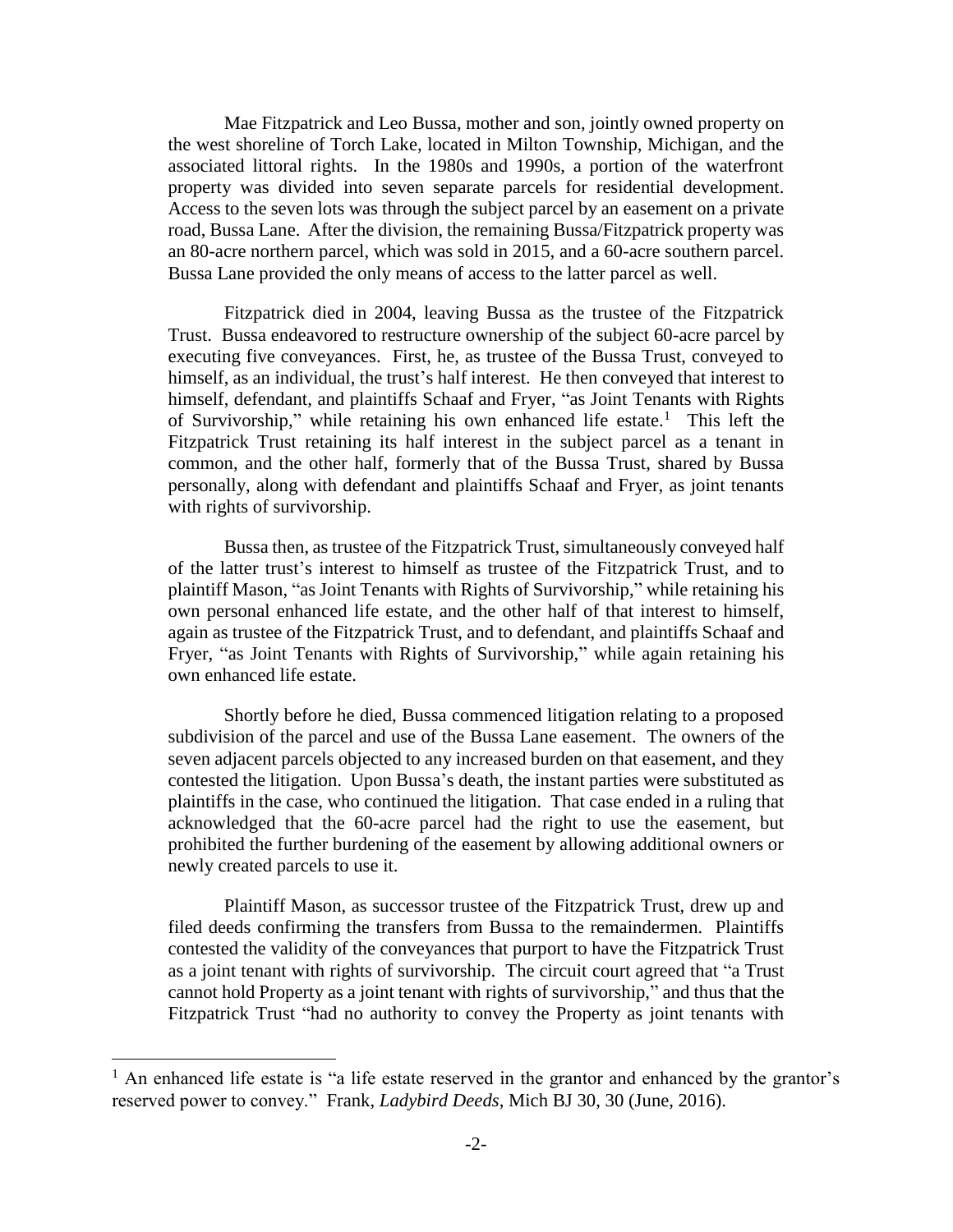Mae Fitzpatrick and Leo Bussa, mother and son, jointly owned property on the west shoreline of Torch Lake, located in Milton Township, Michigan, and the associated littoral rights. In the 1980s and 1990s, a portion of the waterfront property was divided into seven separate parcels for residential development. Access to the seven lots was through the subject parcel by an easement on a private road, Bussa Lane. After the division, the remaining Bussa/Fitzpatrick property was an 80-acre northern parcel, which was sold in 2015, and a 60-acre southern parcel. Bussa Lane provided the only means of access to the latter parcel as well.

Fitzpatrick died in 2004, leaving Bussa as the trustee of the Fitzpatrick Trust. Bussa endeavored to restructure ownership of the subject 60-acre parcel by executing five conveyances. First, he, as trustee of the Bussa Trust, conveyed to himself, as an individual, the trust's half interest. He then conveyed that interest to himself, defendant, and plaintiffs Schaaf and Fryer, "as Joint Tenants with Rights of Survivorship," while retaining his own enhanced life estate.[1] This left the Fitzpatrick Trust retaining its half interest in the subject parcel as a tenant in common, and the other half, formerly that of the Bussa Trust, shared by Bussa personally, along with defendant and plaintiffs Schaaf and Fryer, as joint tenants with rights of survivorship.

Bussa then, as trustee of the Fitzpatrick Trust, simultaneously conveyed half of the latter trust's interest to himself as trustee of the Fitzpatrick Trust, and to plaintiff Mason, "as Joint Tenants with Rights of Survivorship," while retaining his own personal enhanced life estate, and the other half of that interest to himself, again as trustee of the Fitzpatrick Trust, and to defendant, and plaintiffs Schaaf and Fryer, "as Joint Tenants with Rights of Survivorship," while again retaining his own enhanced life estate.

Shortly before he died, Bussa commenced litigation relating to a proposed subdivision of the parcel and use of the Bussa Lane easement. The owners of the seven adjacent parcels objected to any increased burden on that easement, and they contested the litigation. Upon Bussa's death, the instant parties were substituted as plaintiffs in the case, who continued the litigation. That case ended in a ruling that acknowledged that the 60-acre parcel had the right to use the easement, but prohibited the further burdening of the easement by allowing additional owners or newly created parcels to use it.

Plaintiff Mason, as successor trustee of the Fitzpatrick Trust, drew up and filed deeds confirming the transfers from Bussa to the remaindermen. Plaintiffs contested the validity of the conveyances that purport to have the Fitzpatrick Trust as a joint tenant with rights of survivorship. The circuit court agreed that "a Trust cannot hold Property as a joint tenant with rights of survivorship," and thus that the Fitzpatrick Trust "had no authority to convey the Property as joint tenants with

[1] An enhanced life estate is "a life estate reserved in the grantor and enhanced by the grantor's reserved power to convey." Frank, *Ladybird Deeds*, Mich BJ 30, 30 (June, 2016).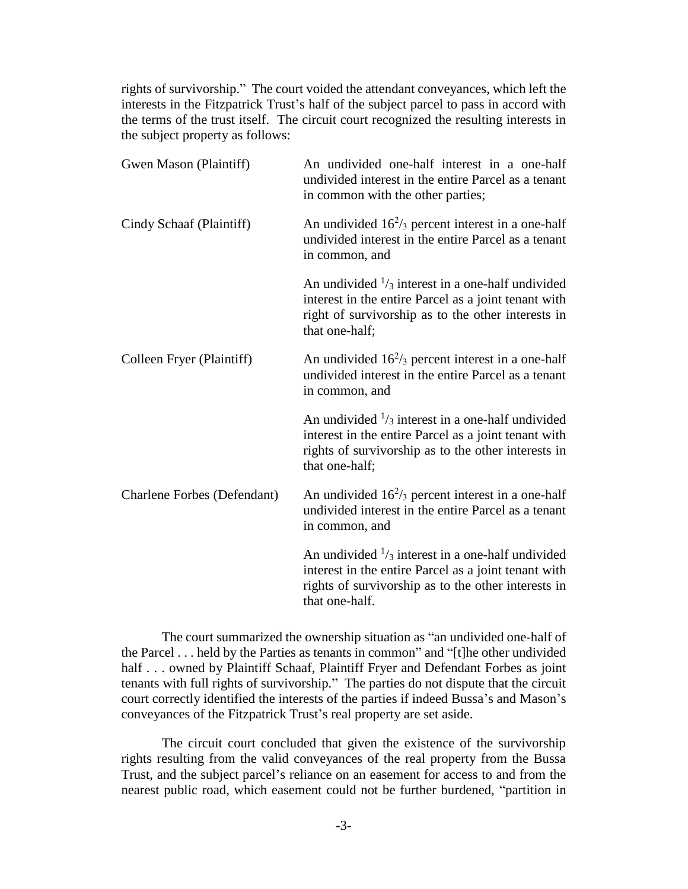rights of survivorship." The court voided the attendant conveyances, which left the interests in the Fitzpatrick Trust's half of the subject parcel to pass in accord with the terms of the trust itself. The circuit court recognized the resulting interests in the subject property as follows:

| | |
|---|---|
| Gwen Mason (Plaintiff) | An undivided one-half interest in a one-half undivided interest in the entire Parcel as a tenant in common with the other parties; |
| Cindy Schaaf (Plaintiff) | An undivided $16^2/_3$ percent interest in a one-half undivided interest in the entire Parcel as a tenant in common, and |
| | An undivided $^1/_3$ interest in a one-half undivided interest in the entire Parcel as a joint tenant with right of survivorship as to the other interests in that one-half; |
| Colleen Fryer (Plaintiff) | An undivided $16^2/_3$ percent interest in a one-half undivided interest in the entire Parcel as a tenant in common, and |
| | An undivided $^1/_3$ interest in a one-half undivided interest in the entire Parcel as a joint tenant with rights of survivorship as to the other interests in that one-half; |
| Charlene Forbes (Defendant) | An undivided $16^2/_3$ percent interest in a one-half undivided interest in the entire Parcel as a tenant in common, and |
| | An undivided $^1/_3$ interest in a one-half undivided interest in the entire Parcel as a joint tenant with rights of survivorship as to the other interests in that one-half. |

The court summarized the ownership situation as "an undivided one-half of the Parcel . . . held by the Parties as tenants in common" and "[t]he other undivided half . . . owned by Plaintiff Schaaf, Plaintiff Fryer and Defendant Forbes as joint tenants with full rights of survivorship." The parties do not dispute that the circuit court correctly identified the interests of the parties if indeed Bussa's and Mason's conveyances of the Fitzpatrick Trust's real property are set aside.

The circuit court concluded that given the existence of the survivorship rights resulting from the valid conveyances of the real property from the Bussa Trust, and the subject parcel's reliance on an easement for access to and from the nearest public road, which easement could not be further burdened, "partition in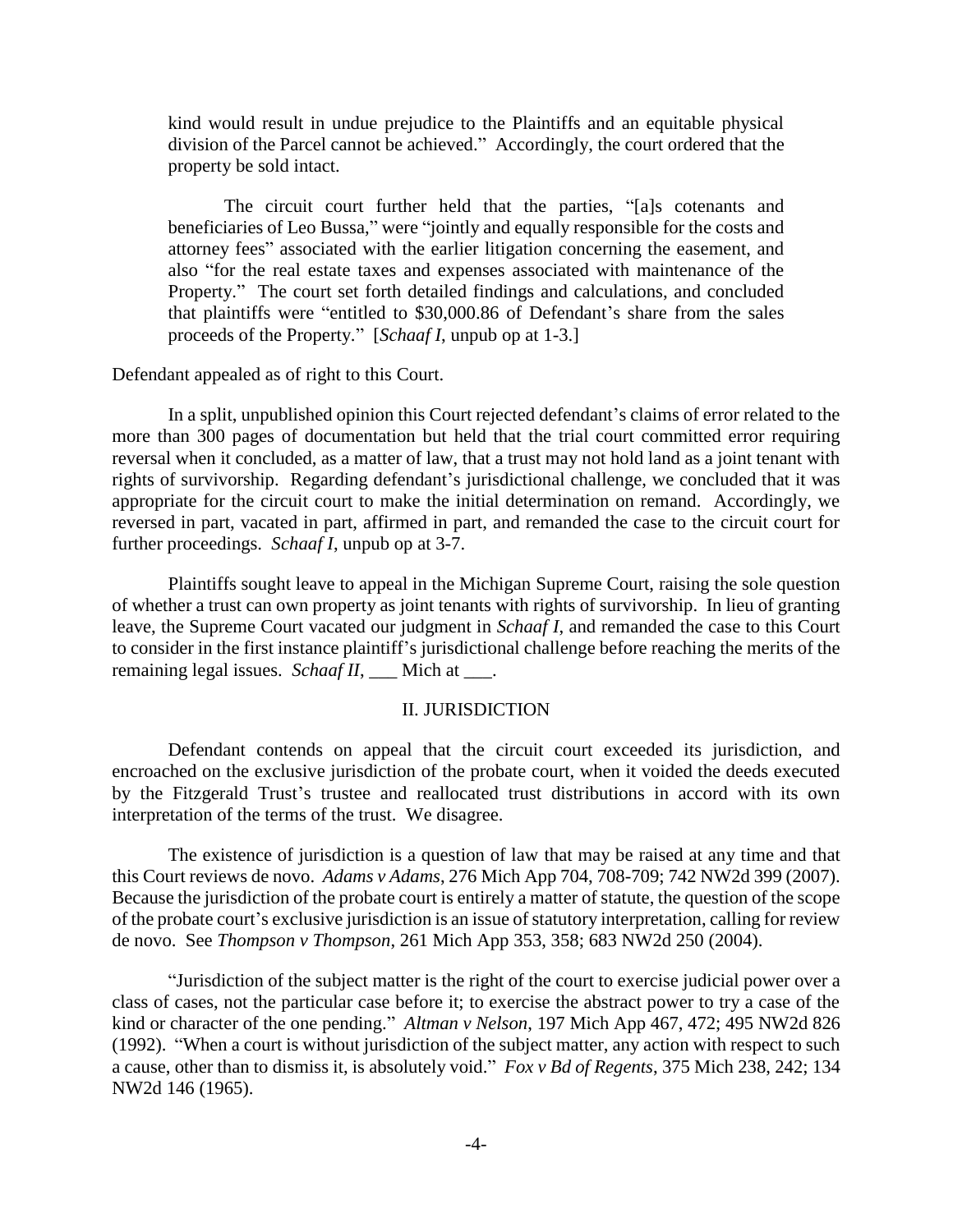kind would result in undue prejudice to the Plaintiffs and an equitable physical division of the Parcel cannot be achieved." Accordingly, the court ordered that the property be sold intact.

> The circuit court further held that the parties, "[a]s cotenants and beneficiaries of Leo Bussa," were "jointly and equally responsible for the costs and attorney fees" associated with the earlier litigation concerning the easement, and also "for the real estate taxes and expenses associated with maintenance of the Property." The court set forth detailed findings and calculations, and concluded that plaintiffs were "entitled to $30,000.86 of Defendant's share from the sales proceeds of the Property." [*Schaaf I*, unpub op at 1-3.]

Defendant appealed as of right to this Court.

In a split, unpublished opinion this Court rejected defendant's claims of error related to the more than 300 pages of documentation but held that the trial court committed error requiring reversal when it concluded, as a matter of law, that a trust may not hold land as a joint tenant with rights of survivorship. Regarding defendant's jurisdictional challenge, we concluded that it was appropriate for the circuit court to make the initial determination on remand. Accordingly, we reversed in part, vacated in part, affirmed in part, and remanded the case to the circuit court for further proceedings. *Schaaf I*, unpub op at 3-7.

Plaintiffs sought leave to appeal in the Michigan Supreme Court, raising the sole question of whether a trust can own property as joint tenants with rights of survivorship. In lieu of granting leave, the Supreme Court vacated our judgment in *Schaaf I*, and remanded the case to this Court to consider in the first instance plaintiff's jurisdictional challenge before reaching the merits of the remaining legal issues. *Schaaf II*, ___ Mich at ___.

## II. JURISDICTION

Defendant contends on appeal that the circuit court exceeded its jurisdiction, and encroached on the exclusive jurisdiction of the probate court, when it voided the deeds executed by the Fitzgerald Trust's trustee and reallocated trust distributions in accord with its own interpretation of the terms of the trust. We disagree.

The existence of jurisdiction is a question of law that may be raised at any time and that this Court reviews de novo. *Adams v Adams*, 276 Mich App 704, 708-709; 742 NW2d 399 (2007). Because the jurisdiction of the probate court is entirely a matter of statute, the question of the scope of the probate court's exclusive jurisdiction is an issue of statutory interpretation, calling for review de novo. See *Thompson v Thompson*, 261 Mich App 353, 358; 683 NW2d 250 (2004).

"Jurisdiction of the subject matter is the right of the court to exercise judicial power over a class of cases, not the particular case before it; to exercise the abstract power to try a case of the kind or character of the one pending." *Altman v Nelson*, 197 Mich App 467, 472; 495 NW2d 826 (1992). "When a court is without jurisdiction of the subject matter, any action with respect to such a cause, other than to dismiss it, is absolutely void." *Fox v Bd of Regents*, 375 Mich 238, 242; 134 NW2d 146 (1965).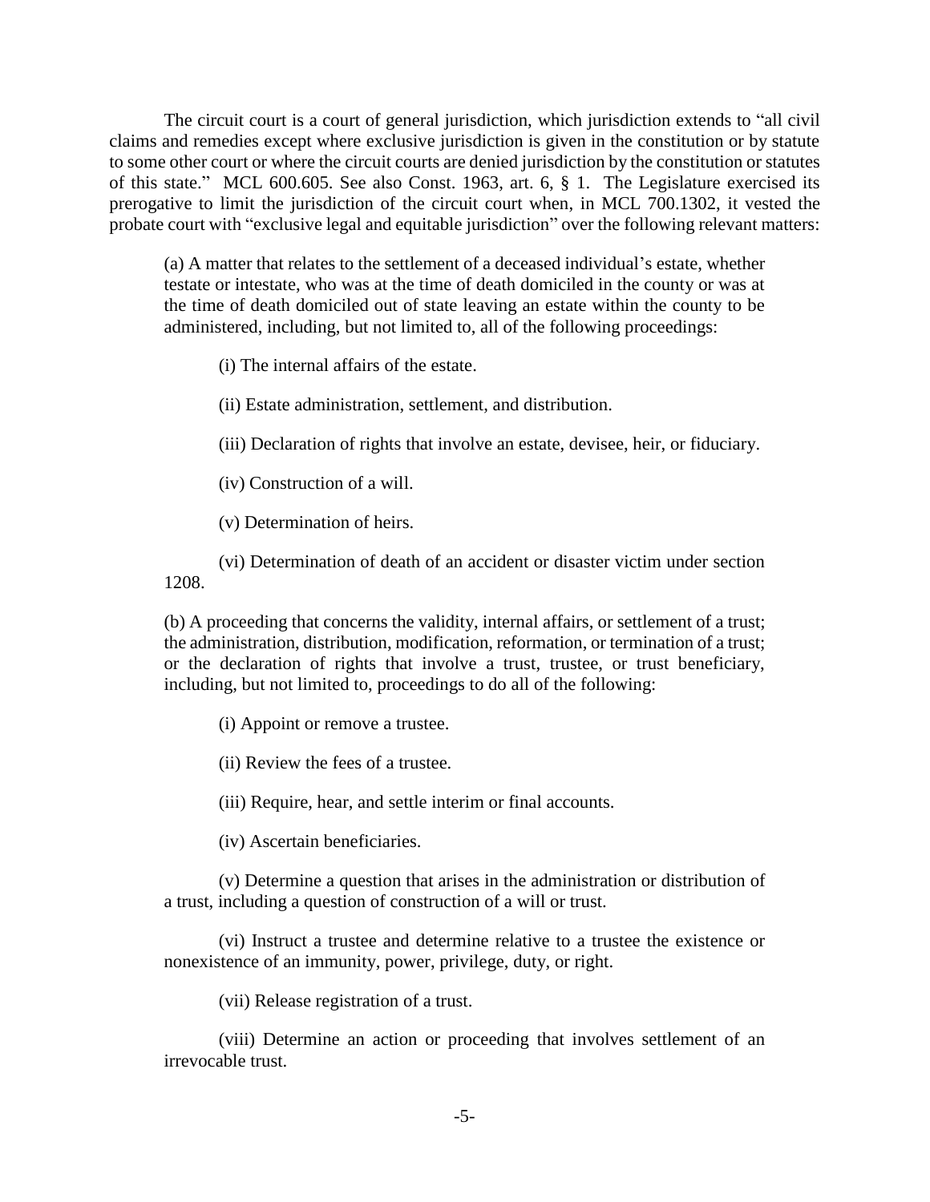The circuit court is a court of general jurisdiction, which jurisdiction extends to "all civil claims and remedies except where exclusive jurisdiction is given in the constitution or by statute to some other court or where the circuit courts are denied jurisdiction by the constitution or statutes of this state." MCL 600.605. See also Const. 1963, art. 6, § 1. The Legislature exercised its prerogative to limit the jurisdiction of the circuit court when, in MCL 700.1302, it vested the probate court with "exclusive legal and equitable jurisdiction" over the following relevant matters:

> (a) A matter that relates to the settlement of a deceased individual's estate, whether testate or intestate, who was at the time of death domiciled in the county or was at the time of death domiciled out of state leaving an estate within the county to be administered, including, but not limited to, all of the following proceedings:
>
> (i) The internal affairs of the estate.
>
> (ii) Estate administration, settlement, and distribution.
>
> (iii) Declaration of rights that involve an estate, devisee, heir, or fiduciary.
>
> (iv) Construction of a will.
>
> (v) Determination of heirs.
>
> (vi) Determination of death of an accident or disaster victim under section 1208.
>
> (b) A proceeding that concerns the validity, internal affairs, or settlement of a trust; the administration, distribution, modification, reformation, or termination of a trust; or the declaration of rights that involve a trust, trustee, or trust beneficiary, including, but not limited to, proceedings to do all of the following:
>
> (i) Appoint or remove a trustee.
>
> (ii) Review the fees of a trustee.
>
> (iii) Require, hear, and settle interim or final accounts.
>
> (iv) Ascertain beneficiaries.
>
> (v) Determine a question that arises in the administration or distribution of a trust, including a question of construction of a will or trust.
>
> (vi) Instruct a trustee and determine relative to a trustee the existence or nonexistence of an immunity, power, privilege, duty, or right.
>
> (vii) Release registration of a trust.
>
> (viii) Determine an action or proceeding that involves settlement of an irrevocable trust.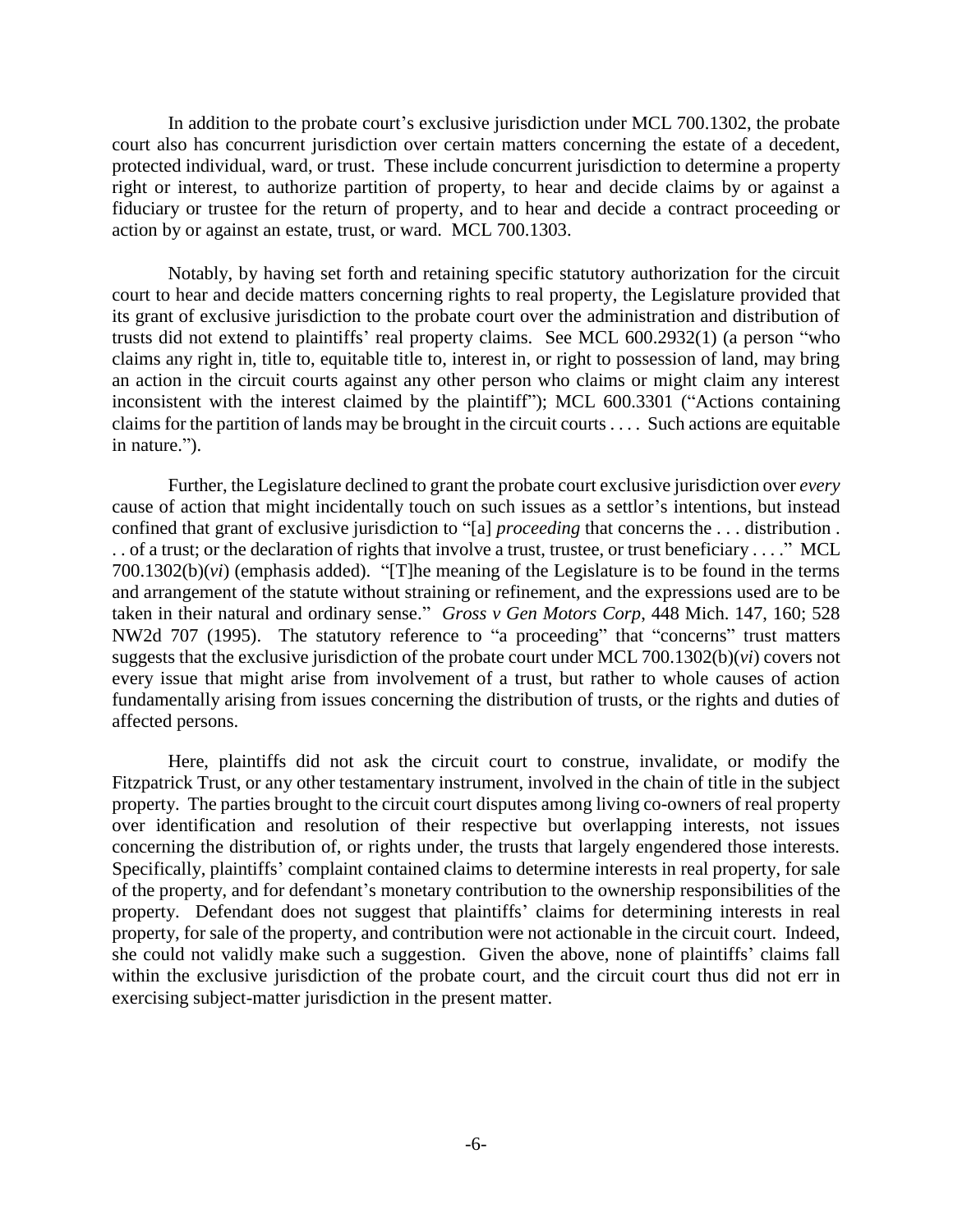In addition to the probate court's exclusive jurisdiction under MCL 700.1302, the probate court also has concurrent jurisdiction over certain matters concerning the estate of a decedent, protected individual, ward, or trust. These include concurrent jurisdiction to determine a property right or interest, to authorize partition of property, to hear and decide claims by or against a fiduciary or trustee for the return of property, and to hear and decide a contract proceeding or action by or against an estate, trust, or ward. MCL 700.1303.

Notably, by having set forth and retaining specific statutory authorization for the circuit court to hear and decide matters concerning rights to real property, the Legislature provided that its grant of exclusive jurisdiction to the probate court over the administration and distribution of trusts did not extend to plaintiffs' real property claims. See MCL 600.2932(1) (a person "who claims any right in, title to, equitable title to, interest in, or right to possession of land, may bring an action in the circuit courts against any other person who claims or might claim any interest inconsistent with the interest claimed by the plaintiff"); MCL 600.3301 ("Actions containing claims for the partition of lands may be brought in the circuit courts . . . . Such actions are equitable in nature.").

Further, the Legislature declined to grant the probate court exclusive jurisdiction over *every* cause of action that might incidentally touch on such issues as a settlor's intentions, but instead confined that grant of exclusive jurisdiction to "[a] *proceeding* that concerns the . . . distribution . . . of a trust; or the declaration of rights that involve a trust, trustee, or trust beneficiary . . . ." MCL 700.1302(b)(*vi*) (emphasis added). "[T]he meaning of the Legislature is to be found in the terms and arrangement of the statute without straining or refinement, and the expressions used are to be taken in their natural and ordinary sense." *Gross v Gen Motors Corp*, 448 Mich. 147, 160; 528 NW2d 707 (1995). The statutory reference to "a proceeding" that "concerns" trust matters suggests that the exclusive jurisdiction of the probate court under MCL 700.1302(b)(*vi*) covers not every issue that might arise from involvement of a trust, but rather to whole causes of action fundamentally arising from issues concerning the distribution of trusts, or the rights and duties of affected persons.

Here, plaintiffs did not ask the circuit court to construe, invalidate, or modify the Fitzpatrick Trust, or any other testamentary instrument, involved in the chain of title in the subject property. The parties brought to the circuit court disputes among living co-owners of real property over identification and resolution of their respective but overlapping interests, not issues concerning the distribution of, or rights under, the trusts that largely engendered those interests. Specifically, plaintiffs' complaint contained claims to determine interests in real property, for sale of the property, and for defendant's monetary contribution to the ownership responsibilities of the property. Defendant does not suggest that plaintiffs' claims for determining interests in real property, for sale of the property, and contribution were not actionable in the circuit court. Indeed, she could not validly make such a suggestion. Given the above, none of plaintiffs' claims fall within the exclusive jurisdiction of the probate court, and the circuit court thus did not err in exercising subject-matter jurisdiction in the present matter.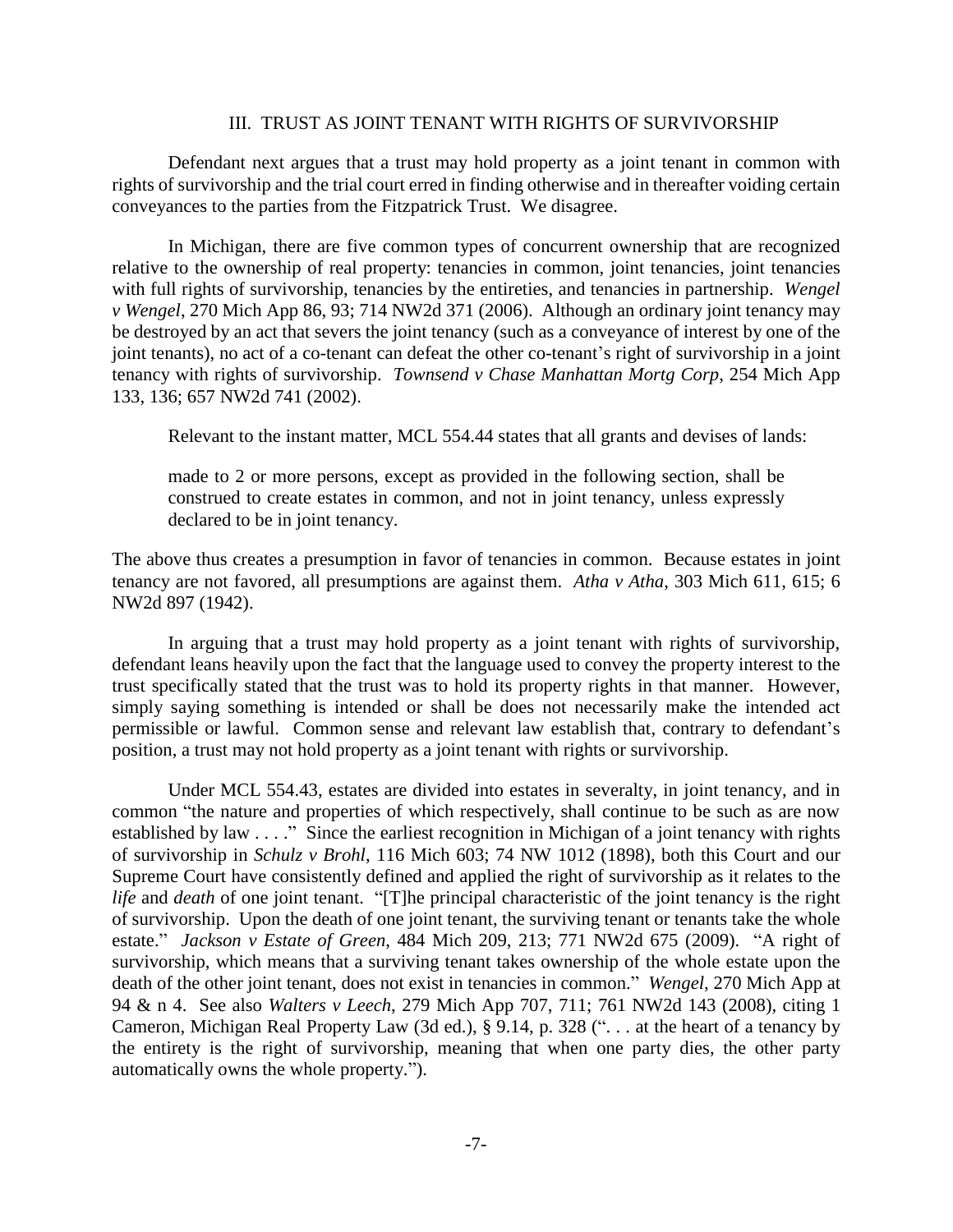## III. TRUST AS JOINT TENANT WITH RIGHTS OF SURVIVORSHIP

Defendant next argues that a trust may hold property as a joint tenant in common with rights of survivorship and the trial court erred in finding otherwise and in thereafter voiding certain conveyances to the parties from the Fitzpatrick Trust. We disagree.

In Michigan, there are five common types of concurrent ownership that are recognized relative to the ownership of real property: tenancies in common, joint tenancies, joint tenancies with full rights of survivorship, tenancies by the entireties, and tenancies in partnership. *Wengel v Wengel*, 270 Mich App 86, 93; 714 NW2d 371 (2006). Although an ordinary joint tenancy may be destroyed by an act that severs the joint tenancy (such as a conveyance of interest by one of the joint tenants), no act of a co-tenant can defeat the other co-tenant's right of survivorship in a joint tenancy with rights of survivorship. *Townsend v Chase Manhattan Mortg Corp*, 254 Mich App 133, 136; 657 NW2d 741 (2002).

Relevant to the instant matter, MCL 554.44 states that all grants and devises of lands:

> made to 2 or more persons, except as provided in the following section, shall be construed to create estates in common, and not in joint tenancy, unless expressly declared to be in joint tenancy.

The above thus creates a presumption in favor of tenancies in common. Because estates in joint tenancy are not favored, all presumptions are against them. *Atha v Atha*, 303 Mich 611, 615; 6 NW2d 897 (1942).

In arguing that a trust may hold property as a joint tenant with rights of survivorship, defendant leans heavily upon the fact that the language used to convey the property interest to the trust specifically stated that the trust was to hold its property rights in that manner. However, simply saying something is intended or shall be does not necessarily make the intended act permissible or lawful. Common sense and relevant law establish that, contrary to defendant's position, a trust may not hold property as a joint tenant with rights or survivorship.

Under MCL 554.43, estates are divided into estates in severalty, in joint tenancy, and in common "the nature and properties of which respectively, shall continue to be such as are now established by law . . . ." Since the earliest recognition in Michigan of a joint tenancy with rights of survivorship in *Schulz v Brohl*, 116 Mich 603; 74 NW 1012 (1898), both this Court and our Supreme Court have consistently defined and applied the right of survivorship as it relates to the *life* and *death* of one joint tenant. "[T]he principal characteristic of the joint tenancy is the right of survivorship. Upon the death of one joint tenant, the surviving tenant or tenants take the whole estate." *Jackson v Estate of Green*, 484 Mich 209, 213; 771 NW2d 675 (2009). "A right of survivorship, which means that a surviving tenant takes ownership of the whole estate upon the death of the other joint tenant, does not exist in tenancies in common." *Wengel*, 270 Mich App at 94 & n 4. See also *Walters v Leech*, 279 Mich App 707, 711; 761 NW2d 143 (2008), citing 1 Cameron, Michigan Real Property Law (3d ed.), § 9.14, p. 328 (". . . at the heart of a tenancy by the entirety is the right of survivorship, meaning that when one party dies, the other party automatically owns the whole property.").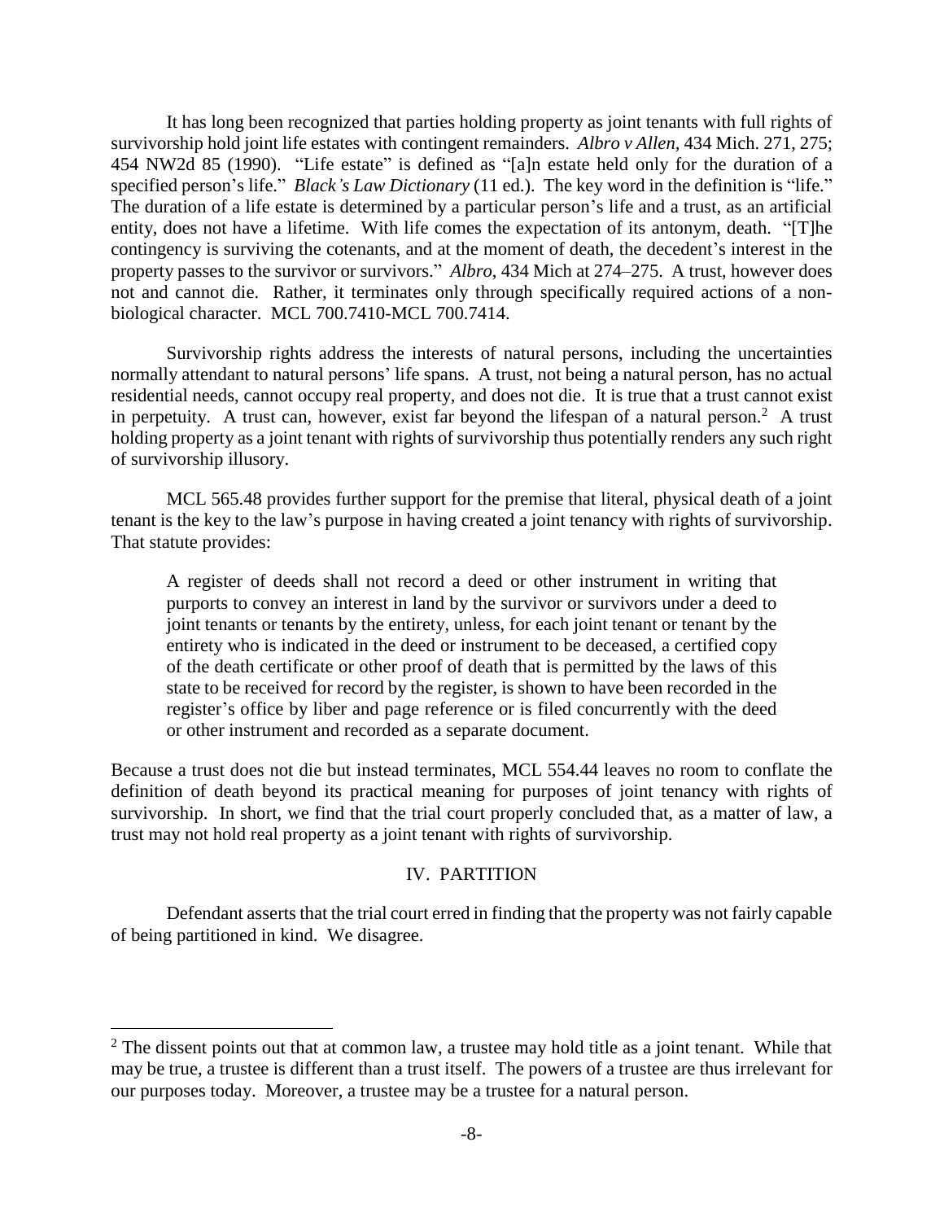It has long been recognized that parties holding property as joint tenants with full rights of survivorship hold joint life estates with contingent remainders. *Albro v Allen*, 434 Mich. 271, 275; 454 NW2d 85 (1990). "Life estate" is defined as "[a]n estate held only for the duration of a specified person's life." *Black's Law Dictionary* (11 ed.). The key word in the definition is "life." The duration of a life estate is determined by a particular person's life and a trust, as an artificial entity, does not have a lifetime. With life comes the expectation of its antonym, death. "[T]he contingency is surviving the cotenants, and at the moment of death, the decedent's interest in the property passes to the survivor or survivors." *Albro*, 434 Mich at 274–275. A trust, however does not and cannot die. Rather, it terminates only through specifically required actions of a non-biological character. MCL 700.7410-MCL 700.7414.

Survivorship rights address the interests of natural persons, including the uncertainties normally attendant to natural persons' life spans. A trust, not being a natural person, has no actual residential needs, cannot occupy real property, and does not die. It is true that a trust cannot exist in perpetuity. A trust can, however, exist far beyond the lifespan of a natural person.[2] A trust holding property as a joint tenant with rights of survivorship thus potentially renders any such right of survivorship illusory.

MCL 565.48 provides further support for the premise that literal, physical death of a joint tenant is the key to the law's purpose in having created a joint tenancy with rights of survivorship. That statute provides:

> A register of deeds shall not record a deed or other instrument in writing that purports to convey an interest in land by the survivor or survivors under a deed to joint tenants or tenants by the entirety, unless, for each joint tenant or tenant by the entirety who is indicated in the deed or instrument to be deceased, a certified copy of the death certificate or other proof of death that is permitted by the laws of this state to be received for record by the register, is shown to have been recorded in the register's office by liber and page reference or is filed concurrently with the deed or other instrument and recorded as a separate document.

Because a trust does not die but instead terminates, MCL 554.44 leaves no room to conflate the definition of death beyond its practical meaning for purposes of joint tenancy with rights of survivorship. In short, we find that the trial court properly concluded that, as a matter of law, a trust may not hold real property as a joint tenant with rights of survivorship.

## IV. PARTITION

Defendant asserts that the trial court erred in finding that the property was not fairly capable of being partitioned in kind. We disagree.

---

[2] The dissent points out that at common law, a trustee may hold title as a joint tenant. While that may be true, a trustee is different than a trust itself. The powers of a trustee are thus irrelevant for our purposes today. Moreover, a trustee may be a trustee for a natural person.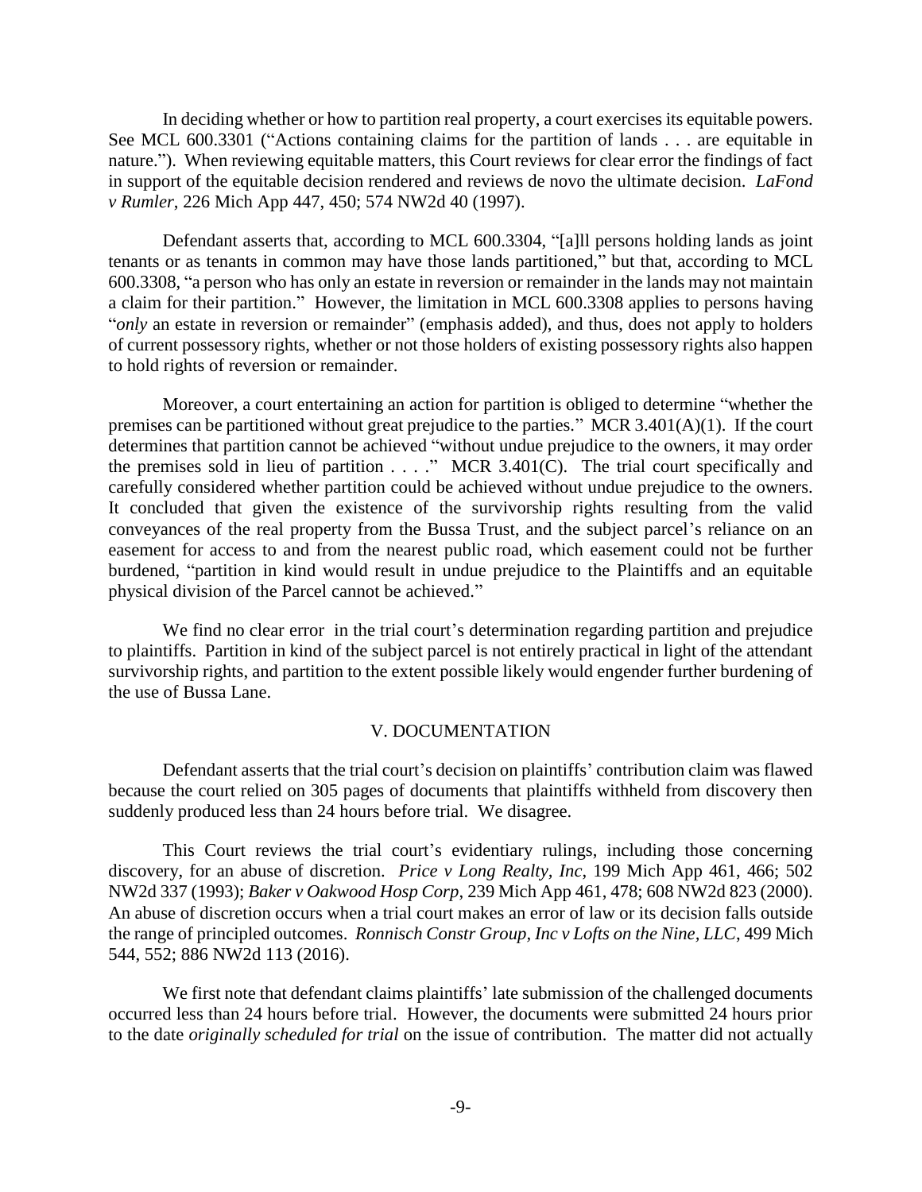In deciding whether or how to partition real property, a court exercises its equitable powers. See MCL 600.3301 ("Actions containing claims for the partition of lands . . . are equitable in nature."). When reviewing equitable matters, this Court reviews for clear error the findings of fact in support of the equitable decision rendered and reviews de novo the ultimate decision. *LaFond v Rumler*, 226 Mich App 447, 450; 574 NW2d 40 (1997).

Defendant asserts that, according to MCL 600.3304, "[a]ll persons holding lands as joint tenants or as tenants in common may have those lands partitioned," but that, according to MCL 600.3308, "a person who has only an estate in reversion or remainder in the lands may not maintain a claim for their partition." However, the limitation in MCL 600.3308 applies to persons having "*only* an estate in reversion or remainder" (emphasis added), and thus, does not apply to holders of current possessory rights, whether or not those holders of existing possessory rights also happen to hold rights of reversion or remainder.

Moreover, a court entertaining an action for partition is obliged to determine "whether the premises can be partitioned without great prejudice to the parties." MCR 3.401(A)(1). If the court determines that partition cannot be achieved "without undue prejudice to the owners, it may order the premises sold in lieu of partition . . . ." MCR 3.401(C). The trial court specifically and carefully considered whether partition could be achieved without undue prejudice to the owners. It concluded that given the existence of the survivorship rights resulting from the valid conveyances of the real property from the Bussa Trust, and the subject parcel's reliance on an easement for access to and from the nearest public road, which easement could not be further burdened, "partition in kind would result in undue prejudice to the Plaintiffs and an equitable physical division of the Parcel cannot be achieved."

We find no clear error in the trial court's determination regarding partition and prejudice to plaintiffs. Partition in kind of the subject parcel is not entirely practical in light of the attendant survivorship rights, and partition to the extent possible likely would engender further burdening of the use of Bussa Lane.

## V. DOCUMENTATION

Defendant asserts that the trial court's decision on plaintiffs' contribution claim was flawed because the court relied on 305 pages of documents that plaintiffs withheld from discovery then suddenly produced less than 24 hours before trial. We disagree.

This Court reviews the trial court's evidentiary rulings, including those concerning discovery, for an abuse of discretion. *Price v Long Realty, Inc*, 199 Mich App 461, 466; 502 NW2d 337 (1993); *Baker v Oakwood Hosp Corp*, 239 Mich App 461, 478; 608 NW2d 823 (2000). An abuse of discretion occurs when a trial court makes an error of law or its decision falls outside the range of principled outcomes. *Ronnisch Constr Group, Inc v Lofts on the Nine, LLC*, 499 Mich 544, 552; 886 NW2d 113 (2016).

We first note that defendant claims plaintiffs' late submission of the challenged documents occurred less than 24 hours before trial. However, the documents were submitted 24 hours prior to the date *originally scheduled for trial* on the issue of contribution. The matter did not actually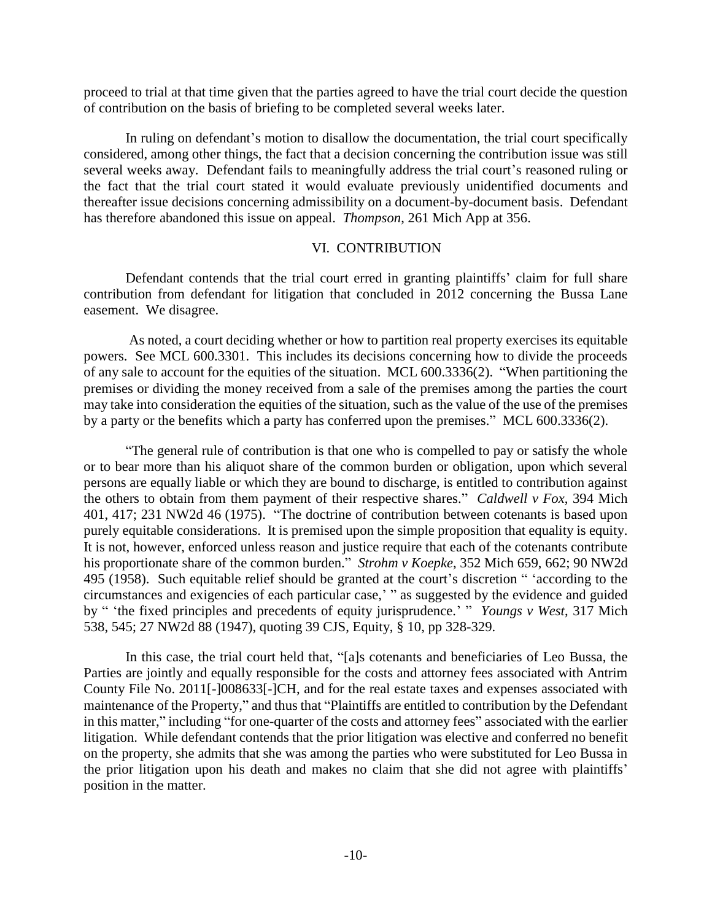proceed to trial at that time given that the parties agreed to have the trial court decide the question of contribution on the basis of briefing to be completed several weeks later.

In ruling on defendant's motion to disallow the documentation, the trial court specifically considered, among other things, the fact that a decision concerning the contribution issue was still several weeks away. Defendant fails to meaningfully address the trial court's reasoned ruling or the fact that the trial court stated it would evaluate previously unidentified documents and thereafter issue decisions concerning admissibility on a document-by-document basis. Defendant has therefore abandoned this issue on appeal. *Thompson*, 261 Mich App at 356.

## VI. CONTRIBUTION

Defendant contends that the trial court erred in granting plaintiffs' claim for full share contribution from defendant for litigation that concluded in 2012 concerning the Bussa Lane easement. We disagree.

As noted, a court deciding whether or how to partition real property exercises its equitable powers. See MCL 600.3301. This includes its decisions concerning how to divide the proceeds of any sale to account for the equities of the situation. MCL 600.3336(2). "When partitioning the premises or dividing the money received from a sale of the premises among the parties the court may take into consideration the equities of the situation, such as the value of the use of the premises by a party or the benefits which a party has conferred upon the premises." MCL 600.3336(2).

"The general rule of contribution is that one who is compelled to pay or satisfy the whole or to bear more than his aliquot share of the common burden or obligation, upon which several persons are equally liable or which they are bound to discharge, is entitled to contribution against the others to obtain from them payment of their respective shares." *Caldwell v Fox*, 394 Mich 401, 417; 231 NW2d 46 (1975). "The doctrine of contribution between cotenants is based upon purely equitable considerations. It is premised upon the simple proposition that equality is equity. It is not, however, enforced unless reason and justice require that each of the cotenants contribute his proportionate share of the common burden." *Strohm v Koepke*, 352 Mich 659, 662; 90 NW2d 495 (1958). Such equitable relief should be granted at the court's discretion " 'according to the circumstances and exigencies of each particular case,' " as suggested by the evidence and guided by " 'the fixed principles and precedents of equity jurisprudence.' " *Youngs v West*, 317 Mich 538, 545; 27 NW2d 88 (1947), quoting 39 CJS, Equity, § 10, pp 328-329.

In this case, the trial court held that, "[a]s cotenants and beneficiaries of Leo Bussa, the Parties are jointly and equally responsible for the costs and attorney fees associated with Antrim County File No. 2011[-]008633[-]CH, and for the real estate taxes and expenses associated with maintenance of the Property," and thus that "Plaintiffs are entitled to contribution by the Defendant in this matter," including "for one-quarter of the costs and attorney fees" associated with the earlier litigation. While defendant contends that the prior litigation was elective and conferred no benefit on the property, she admits that she was among the parties who were substituted for Leo Bussa in the prior litigation upon his death and makes no claim that she did not agree with plaintiffs' position in the matter.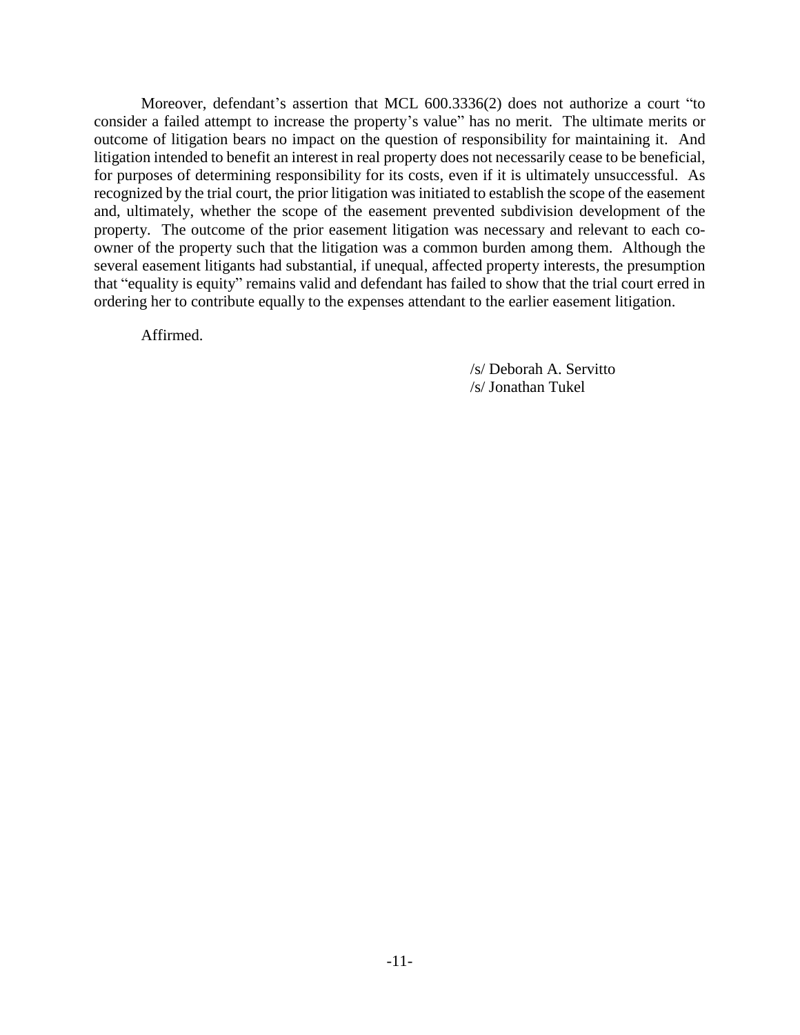Moreover, defendant's assertion that MCL 600.3336(2) does not authorize a court "to consider a failed attempt to increase the property's value" has no merit. The ultimate merits or outcome of litigation bears no impact on the question of responsibility for maintaining it. And litigation intended to benefit an interest in real property does not necessarily cease to be beneficial, for purposes of determining responsibility for its costs, even if it is ultimately unsuccessful. As recognized by the trial court, the prior litigation was initiated to establish the scope of the easement and, ultimately, whether the scope of the easement prevented subdivision development of the property. The outcome of the prior easement litigation was necessary and relevant to each co-owner of the property such that the litigation was a common burden among them. Although the several easement litigants had substantial, if unequal, affected property interests, the presumption that "equality is equity" remains valid and defendant has failed to show that the trial court erred in ordering her to contribute equally to the expenses attendant to the earlier easement litigation.

Affirmed.

/s/ Deborah A. Servitto
/s/ Jonathan Tukel